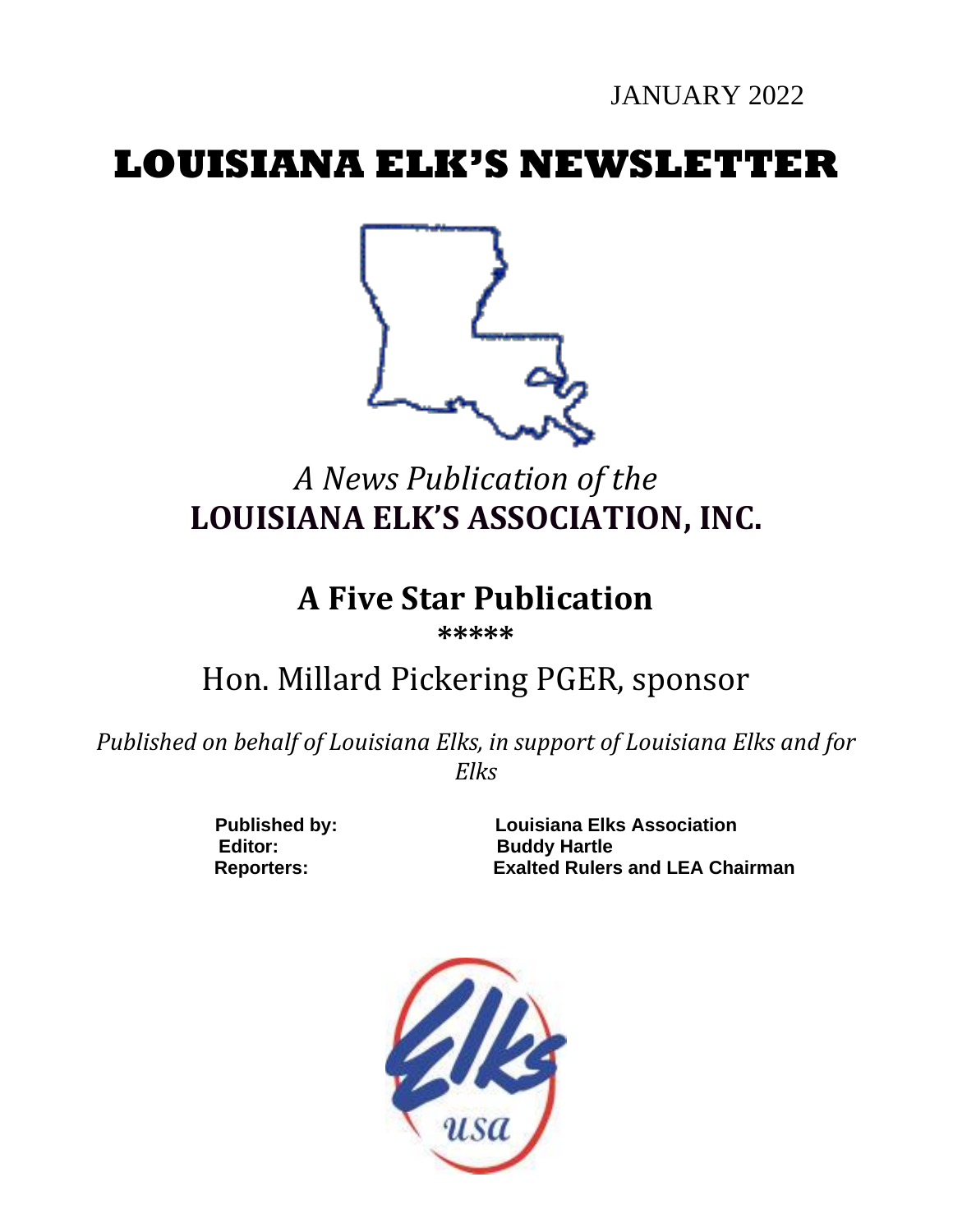JANUARY 2022

# LOUISIANA ELK'S NEWSLETTER

*A News Publication of the*

## LOUISIANA ELK'S ASSOCIATION, INC.

## A Five Star Publication

*****

Hon. Millard Pickering PGER, sponsor

*Published on behalf of Louisiana Elks, in support of Louisiana Elks and for Elks*

**Published by:** **Louisiana Elks Association**

**Editor:** **Buddy Hartle**

**Reporters:** **Exalted Rulers and LEA Chairman**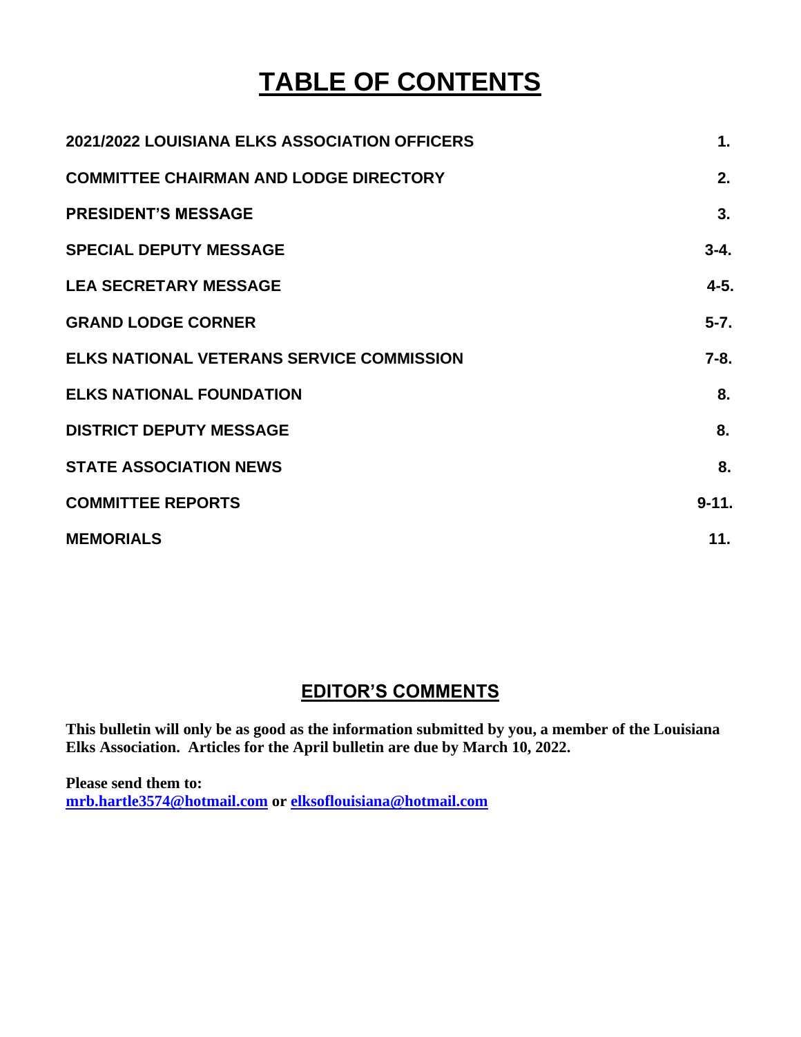# TABLE OF CONTENTS

| | |
|---|---|
| **2021/2022 LOUISIANA ELKS ASSOCIATION OFFICERS** | **1.** |
| **COMMITTEE CHAIRMAN AND LODGE DIRECTORY** | **2.** |
| **PRESIDENT'S MESSAGE** | **3.** |
| **SPECIAL DEPUTY MESSAGE** | **3-4.** |
| **LEA SECRETARY MESSAGE** | **4-5.** |
| **GRAND LODGE CORNER** | **5-7.** |
| **ELKS NATIONAL VETERANS SERVICE COMMISSION** | **7-8.** |
| **ELKS NATIONAL FOUNDATION** | **8.** |
| **DISTRICT DEPUTY MESSAGE** | **8.** |
| **STATE ASSOCIATION NEWS** | **8.** |
| **COMMITTEE REPORTS** | **9-11.** |
| **MEMORIALS** | **11.** |

## EDITOR'S COMMENTS

**This bulletin will only be as good as the information submitted by you, a member of the Louisiana Elks Association. Articles for the April bulletin are due by March 10, 2022.**

**Please send them to:**
**mrb.hartle3574@hotmail.com or elksoflouisiana@hotmail.com**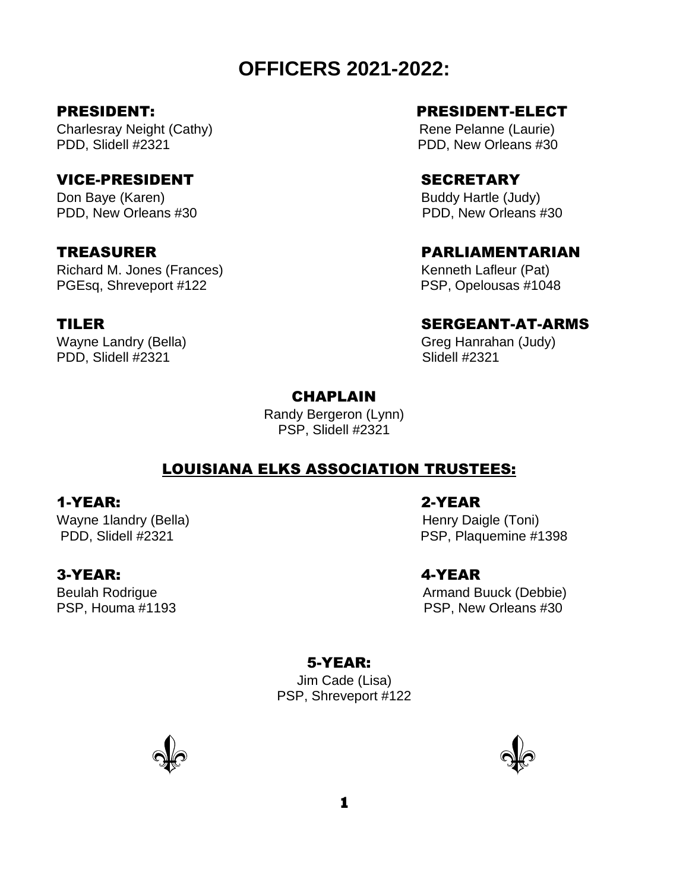# OFFICERS 2021-2022:

### PRESIDENT:

Charlesray Neight (Cathy)
PDD, Slidell #2321

### PRESIDENT-ELECT

Rene Pelanne (Laurie)
PDD, New Orleans #30

### VICE-PRESIDENT

Don Baye (Karen)
PDD, New Orleans #30

### SECRETARY

Buddy Hartle (Judy)
PDD, New Orleans #30

### TREASURER

Richard M. Jones (Frances)
PGEsq, Shreveport #122

### PARLIAMENTARIAN

Kenneth Lafleur (Pat)
PSP, Opelousas #1048

### TILER

Wayne Landry (Bella)
PDD, Slidell #2321

### SERGEANT-AT-ARMS

Greg Hanrahan (Judy)
Slidell #2321

### CHAPLAIN

Randy Bergeron (Lynn)
PSP, Slidell #2321

## LOUISIANA ELKS ASSOCIATION TRUSTEES:

### 1-YEAR:

Wayne 1landry (Bella)
PDD, Slidell #2321

### 2-YEAR

Henry Daigle (Toni)
PSP, Plaquemine #1398

### 3-YEAR:

Beulah Rodrigue
PSP, Houma #1193

### 4-YEAR

Armand Buuck (Debbie)
PSP, New Orleans #30

### 5-YEAR:

Jim Cade (Lisa)
PSP, Shreveport #122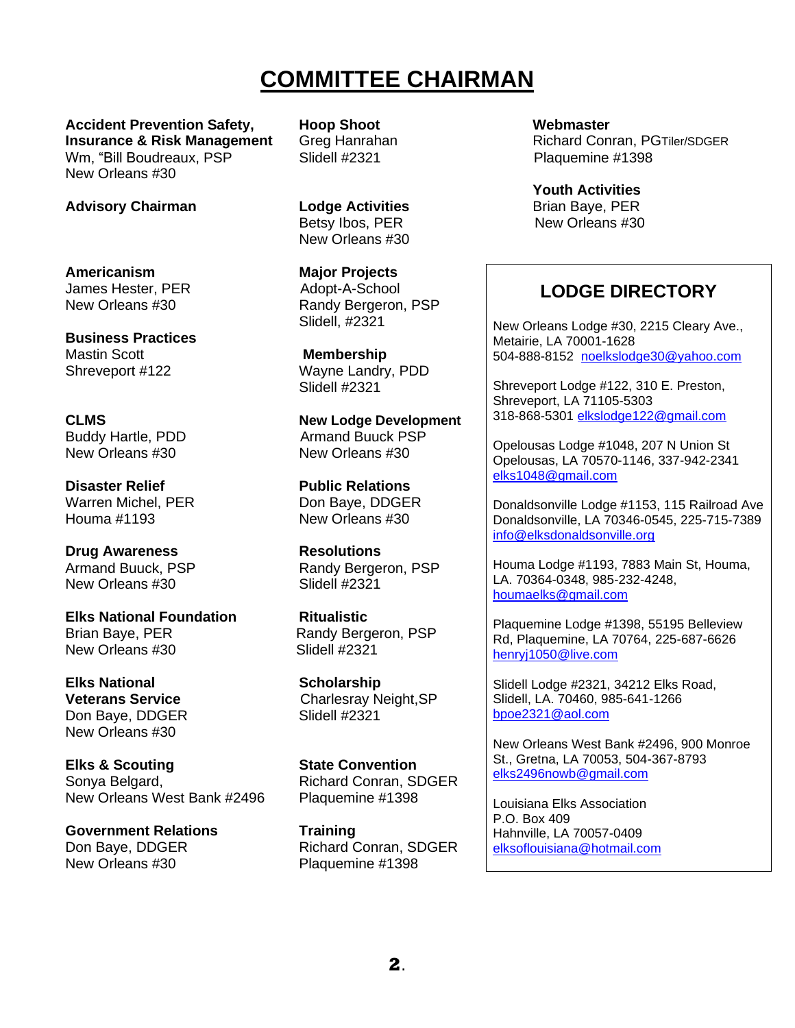# COMMITTEE CHAIRMAN

**Accident Prevention Safety, Insurance & Risk Management**
Wm, "Bill Boudreaux, PSP
New Orleans #30

**Advisory Chairman**

**Americanism**
James Hester, PER
New Orleans #30

**Business Practices**
Mastin Scott
Shreveport #122

**CLMS**
Buddy Hartle, PDD
New Orleans #30

**Disaster Relief**
Warren Michel, PER
Houma #1193

**Drug Awareness**
Armand Buuck, PSP
New Orleans #30

**Elks National Foundation**
Brian Baye, PER
New Orleans #30

**Elks National Veterans Service**
Don Baye, DDGER
New Orleans #30

**Elks & Scouting**
Sonya Belgard,
New Orleans West Bank #2496

**Government Relations**
Don Baye, DDGER
New Orleans #30

**Hoop Shoot**
Greg Hanrahan
Slidell #2321

**Lodge Activities**
Betsy Ibos, PER
New Orleans #30

**Major Projects**
Adopt-A-School
Randy Bergeron, PSP
Slidell, #2321

**Membership**
Wayne Landry, PDD
Slidell #2321

**New Lodge Development**
Armand Buuck PSP
New Orleans #30

**Public Relations**
Don Baye, DDGER
New Orleans #30

**Resolutions**
Randy Bergeron, PSP
Slidell #2321

**Ritualistic**
Randy Bergeron, PSP
Slidell #2321

**Scholarship**
Charlesray Neight,SP
Slidell #2321

**State Convention**
Richard Conran, SDGER
Plaquemine #1398

**Training**
Richard Conran, SDGER
Plaquemine #1398

**Webmaster**
Richard Conran, PGTiler/SDGER
Plaquemine #1398

**Youth Activities**
Brian Baye, PER
New Orleans #30

## LODGE DIRECTORY

New Orleans Lodge #30, 2215 Cleary Ave., Metairie, LA 70001-1628
504-888-8152 noelkslodge30@yahoo.com

Shreveport Lodge #122, 310 E. Preston, Shreveport, LA 71105-5303
318-868-5301 elkslodge122@gmail.com

Opelousas Lodge #1048, 207 N Union St Opelousas, LA 70570-1146, 337-942-2341
elks1048@gmail.com

Donaldsonville Lodge #1153, 115 Railroad Ave Donaldsonville, LA 70346-0545, 225-715-7389
info@elksdonaldsonville.org

Houma Lodge #1193, 7883 Main St, Houma, LA. 70364-0348, 985-232-4248,
houmaelks@gmail.com

Plaquemine Lodge #1398, 55195 Belleview Rd, Plaquemine, LA 70764, 225-687-6626
henryj1050@live.com

Slidell Lodge #2321, 34212 Elks Road, Slidell, LA. 70460, 985-641-1266
bpoe2321@aol.com

New Orleans West Bank #2496, 900 Monroe St., Gretna, LA 70053, 504-367-8793
elks2496nowb@gmail.com

Louisiana Elks Association
P.O. Box 409
Hahnville, LA 70057-0409
elksoflouisiana@hotmail.com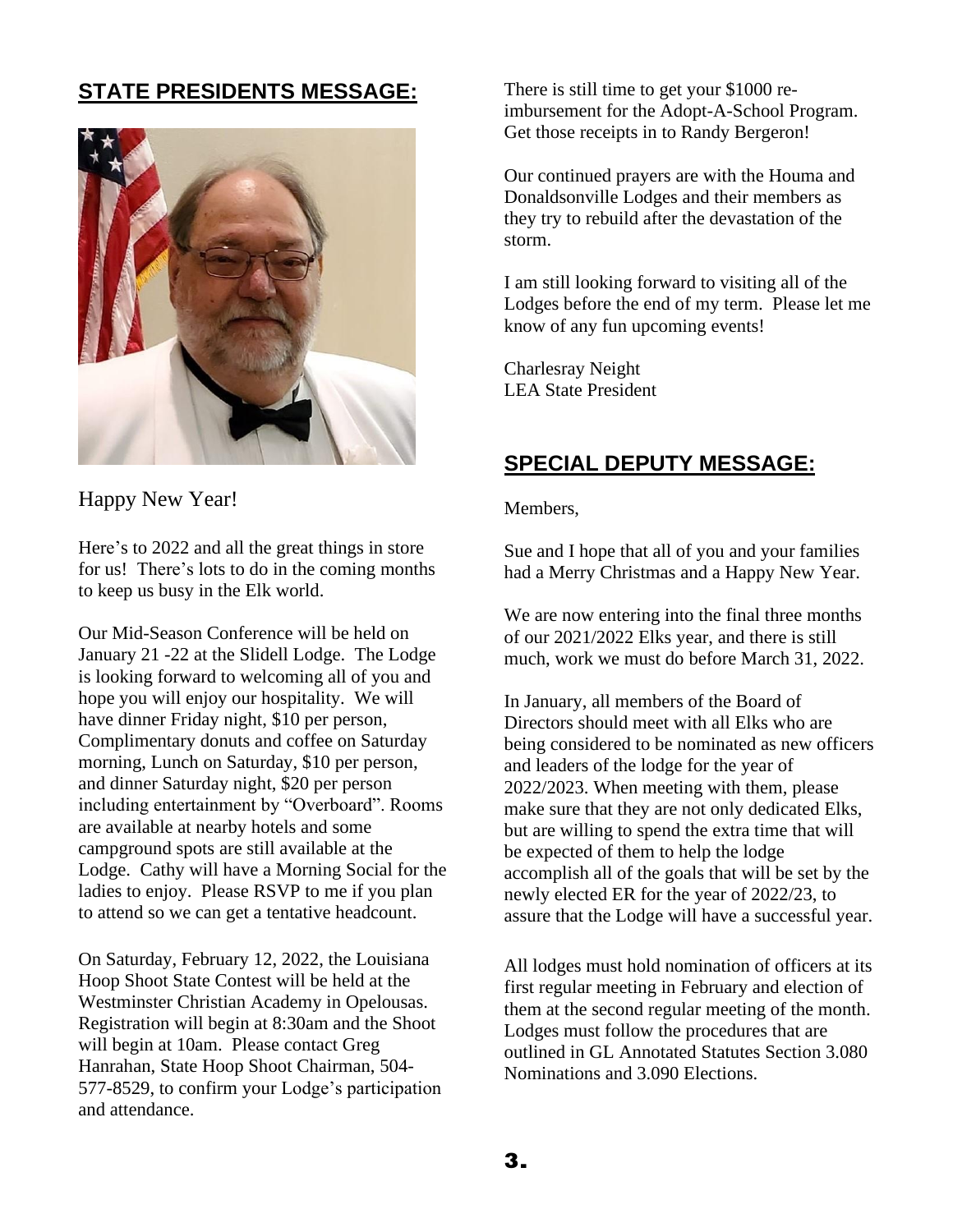## STATE PRESIDENTS MESSAGE:

Happy New Year!

Here's to 2022 and all the great things in store for us! There's lots to do in the coming months to keep us busy in the Elk world.

Our Mid-Season Conference will be held on January 21 -22 at the Slidell Lodge. The Lodge is looking forward to welcoming all of you and hope you will enjoy our hospitality. We will have dinner Friday night, $10 per person, Complimentary donuts and coffee on Saturday morning, Lunch on Saturday, $10 per person, and dinner Saturday night, $20 per person including entertainment by "Overboard". Rooms are available at nearby hotels and some campground spots are still available at the Lodge. Cathy will have a Morning Social for the ladies to enjoy. Please RSVP to me if you plan to attend so we can get a tentative headcount.

On Saturday, February 12, 2022, the Louisiana Hoop Shoot State Contest will be held at the Westminster Christian Academy in Opelousas. Registration will begin at 8:30am and the Shoot will begin at 10am. Please contact Greg Hanrahan, State Hoop Shoot Chairman, 504-577-8529, to confirm your Lodge's participation and attendance.

There is still time to get your $1000 re-imbursement for the Adopt-A-School Program. Get those receipts in to Randy Bergeron!

Our continued prayers are with the Houma and Donaldsonville Lodges and their members as they try to rebuild after the devastation of the storm.

I am still looking forward to visiting all of the Lodges before the end of my term. Please let me know of any fun upcoming events!

Charlesray Neight
LEA State President

## SPECIAL DEPUTY MESSAGE:

Members,

Sue and I hope that all of you and your families had a Merry Christmas and a Happy New Year.

We are now entering into the final three months of our 2021/2022 Elks year, and there is still much, work we must do before March 31, 2022.

In January, all members of the Board of Directors should meet with all Elks who are being considered to be nominated as new officers and leaders of the lodge for the year of 2022/2023. When meeting with them, please make sure that they are not only dedicated Elks, but are willing to spend the extra time that will be expected of them to help the lodge accomplish all of the goals that will be set by the newly elected ER for the year of 2022/23, to assure that the Lodge will have a successful year.

All lodges must hold nomination of officers at its first regular meeting in February and election of them at the second regular meeting of the month. Lodges must follow the procedures that are outlined in GL Annotated Statutes Section 3.080 Nominations and 3.090 Elections.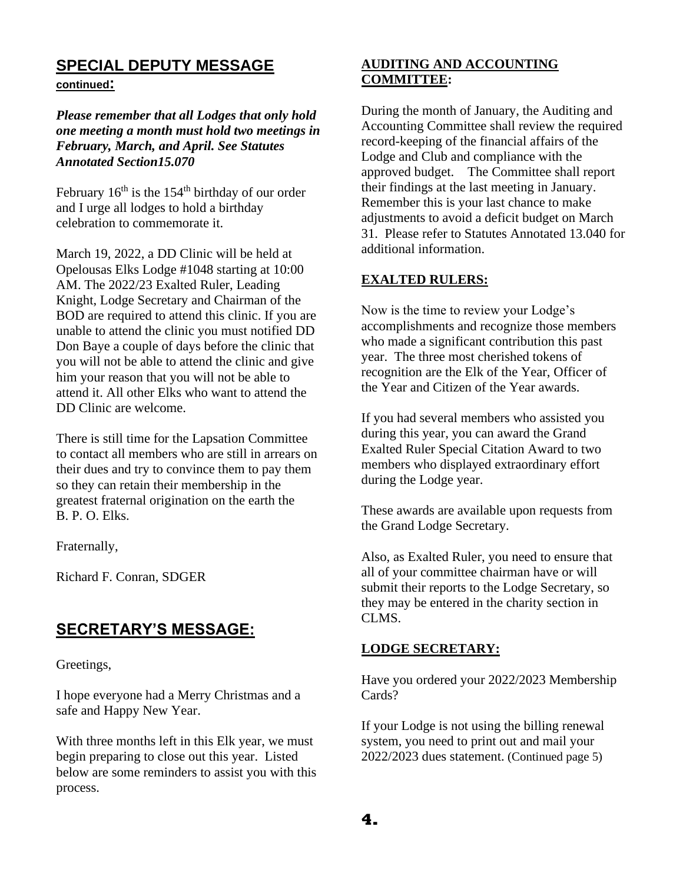## SPECIAL DEPUTY MESSAGE

**continued:**

***Please remember that all Lodges that only hold one meeting a month must hold two meetings in February, March, and April. See Statutes Annotated Section15.070***

February 16th is the 154th birthday of our order and I urge all lodges to hold a birthday celebration to commemorate it.

March 19, 2022, a DD Clinic will be held at Opelousas Elks Lodge #1048 starting at 10:00 AM. The 2022/23 Exalted Ruler, Leading Knight, Lodge Secretary and Chairman of the BOD are required to attend this clinic. If you are unable to attend the clinic you must notified DD Don Baye a couple of days before the clinic that you will not be able to attend the clinic and give him your reason that you will not be able to attend it. All other Elks who want to attend the DD Clinic are welcome.

There is still time for the Lapsation Committee to contact all members who are still in arrears on their dues and try to convince them to pay them so they can retain their membership in the greatest fraternal origination on the earth the B. P. O. Elks.

Fraternally,

Richard F. Conran, SDGER

## SECRETARY'S MESSAGE:

Greetings,

I hope everyone had a Merry Christmas and a safe and Happy New Year.

With three months left in this Elk year, we must begin preparing to close out this year. Listed below are some reminders to assist you with this process.

### AUDITING AND ACCOUNTING COMMITTEE:

During the month of January, the Auditing and Accounting Committee shall review the required record-keeping of the financial affairs of the Lodge and Club and compliance with the approved budget. The Committee shall report their findings at the last meeting in January. Remember this is your last chance to make adjustments to avoid a deficit budget on March 31. Please refer to Statutes Annotated 13.040 for additional information.

### EXALTED RULERS:

Now is the time to review your Lodge's accomplishments and recognize those members who made a significant contribution this past year. The three most cherished tokens of recognition are the Elk of the Year, Officer of the Year and Citizen of the Year awards.

If you had several members who assisted you during this year, you can award the Grand Exalted Ruler Special Citation Award to two members who displayed extraordinary effort during the Lodge year.

These awards are available upon requests from the Grand Lodge Secretary.

Also, as Exalted Ruler, you need to ensure that all of your committee chairman have or will submit their reports to the Lodge Secretary, so they may be entered in the charity section in CLMS.

### LODGE SECRETARY:

Have you ordered your 2022/2023 Membership Cards?

If your Lodge is not using the billing renewal system, you need to print out and mail your 2022/2023 dues statement. (Continued page 5)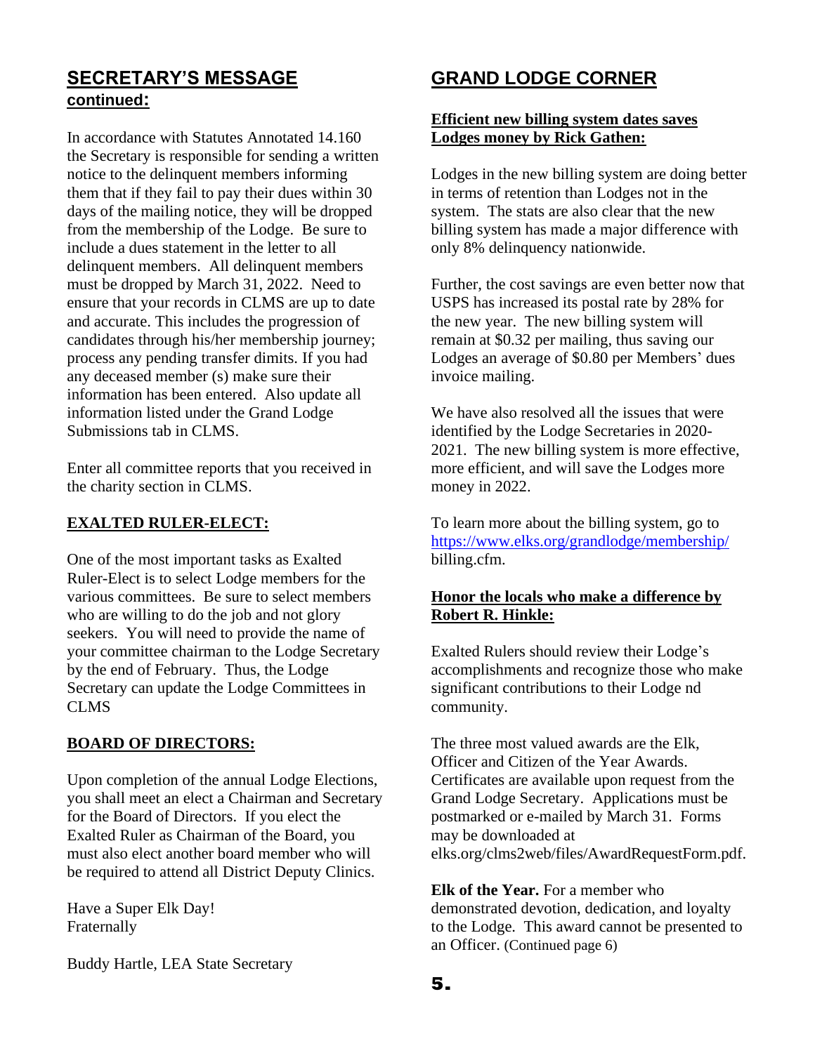## SECRETARY'S MESSAGE continued:

In accordance with Statutes Annotated 14.160 the Secretary is responsible for sending a written notice to the delinquent members informing them that if they fail to pay their dues within 30 days of the mailing notice, they will be dropped from the membership of the Lodge. Be sure to include a dues statement in the letter to all delinquent members. All delinquent members must be dropped by March 31, 2022. Need to ensure that your records in CLMS are up to date and accurate. This includes the progression of candidates through his/her membership journey; process any pending transfer dimits. If you had any deceased member (s) make sure their information has been entered. Also update all information listed under the Grand Lodge Submissions tab in CLMS.

Enter all committee reports that you received in the charity section in CLMS.

**EXALTED RULER-ELECT:**

One of the most important tasks as Exalted Ruler-Elect is to select Lodge members for the various committees. Be sure to select members who are willing to do the job and not glory seekers. You will need to provide the name of your committee chairman to the Lodge Secretary by the end of February. Thus, the Lodge Secretary can update the Lodge Committees in CLMS

**BOARD OF DIRECTORS:**

Upon completion of the annual Lodge Elections, you shall meet an elect a Chairman and Secretary for the Board of Directors. If you elect the Exalted Ruler as Chairman of the Board, you must also elect another board member who will be required to attend all District Deputy Clinics.

Have a Super Elk Day!
Fraternally

Buddy Hartle, LEA State Secretary

## GRAND LODGE CORNER

**Efficient new billing system dates saves Lodges money by Rick Gathen:**

Lodges in the new billing system are doing better in terms of retention than Lodges not in the system. The stats are also clear that the new billing system has made a major difference with only 8% delinquency nationwide.

Further, the cost savings are even better now that USPS has increased its postal rate by 28% for the new year. The new billing system will remain at $0.32 per mailing, thus saving our Lodges an average of $0.80 per Members' dues invoice mailing.

We have also resolved all the issues that were identified by the Lodge Secretaries in 2020-2021. The new billing system is more effective, more efficient, and will save the Lodges more money in 2022.

To learn more about the billing system, go to https://www.elks.org/grandlodge/membership/billing.cfm.

**Honor the locals who make a difference by Robert R. Hinkle:**

Exalted Rulers should review their Lodge's accomplishments and recognize those who make significant contributions to their Lodge nd community.

The three most valued awards are the Elk, Officer and Citizen of the Year Awards. Certificates are available upon request from the Grand Lodge Secretary. Applications must be postmarked or e-mailed by March 31. Forms may be downloaded at elks.org/clms2web/files/AwardRequestForm.pdf.

**Elk of the Year.** For a member who demonstrated devotion, dedication, and loyalty to the Lodge. This award cannot be presented to an Officer. (Continued page 6)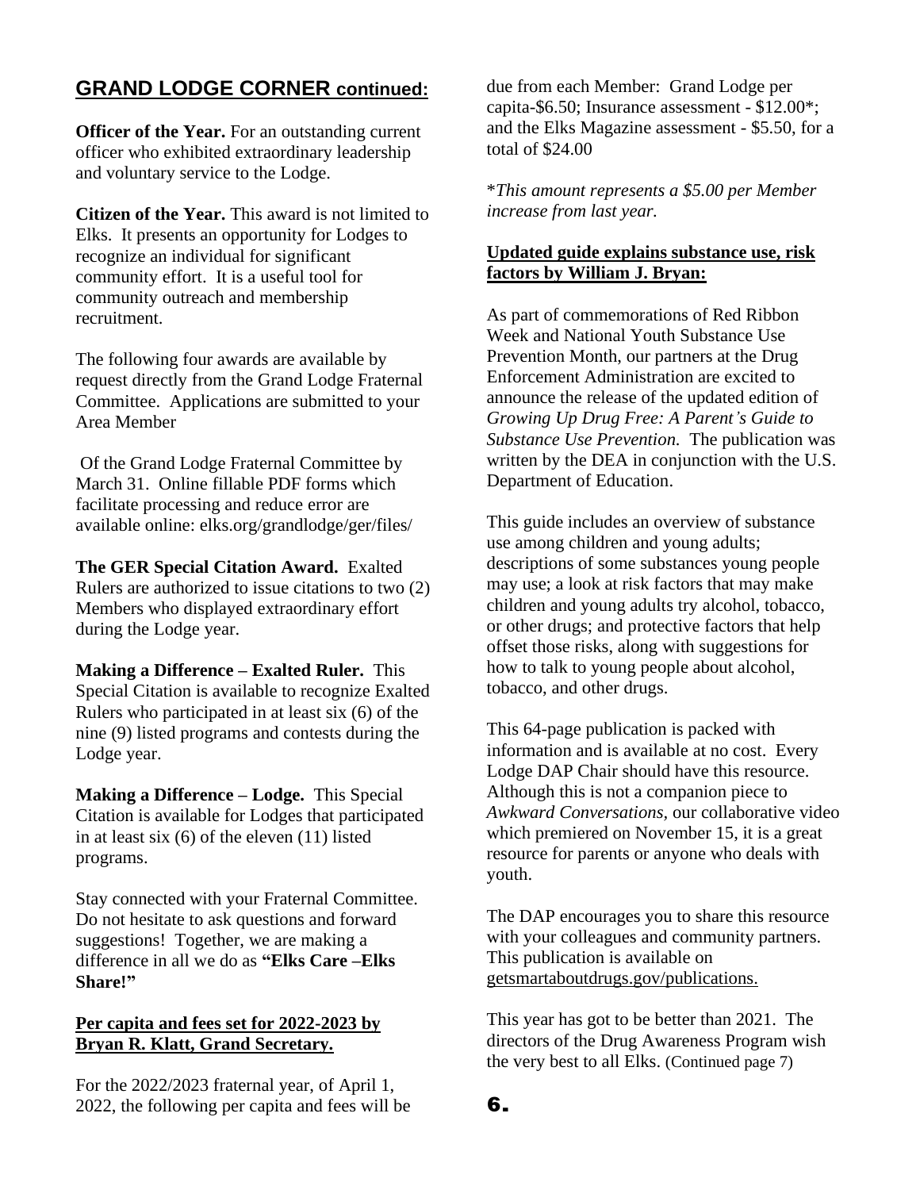## GRAND LODGE CORNER continued:

**Officer of the Year.** For an outstanding current officer who exhibited extraordinary leadership and voluntary service to the Lodge.

**Citizen of the Year.** This award is not limited to Elks. It presents an opportunity for Lodges to recognize an individual for significant community effort. It is a useful tool for community outreach and membership recruitment.

The following four awards are available by request directly from the Grand Lodge Fraternal Committee. Applications are submitted to your Area Member

Of the Grand Lodge Fraternal Committee by March 31. Online fillable PDF forms which facilitate processing and reduce error are available online: elks.org/grandlodge/ger/files/

**The GER Special Citation Award.** Exalted Rulers are authorized to issue citations to two (2) Members who displayed extraordinary effort during the Lodge year.

**Making a Difference – Exalted Ruler.** This Special Citation is available to recognize Exalted Rulers who participated in at least six (6) of the nine (9) listed programs and contests during the Lodge year.

**Making a Difference – Lodge.** This Special Citation is available for Lodges that participated in at least six (6) of the eleven (11) listed programs.

Stay connected with your Fraternal Committee. Do not hesitate to ask questions and forward suggestions! Together, we are making a difference in all we do as **"Elks Care –Elks Share!"**

**Per capita and fees set for 2022-2023 by Bryan R. Klatt, Grand Secretary.**

For the 2022/2023 fraternal year, of April 1, 2022, the following per capita and fees will be due from each Member: Grand Lodge per capita-$6.50; Insurance assessment - $12.00*; and the Elks Magazine assessment - $5.50, for a total of $24.00

**This amount represents a $5.00 per Member increase from last year.*

**Updated guide explains substance use, risk factors by William J. Bryan:**

As part of commemorations of Red Ribbon Week and National Youth Substance Use Prevention Month, our partners at the Drug Enforcement Administration are excited to announce the release of the updated edition of *Growing Up Drug Free: A Parent's Guide to Substance Use Prevention.* The publication was written by the DEA in conjunction with the U.S. Department of Education.

This guide includes an overview of substance use among children and young adults; descriptions of some substances young people may use; a look at risk factors that may make children and young adults try alcohol, tobacco, or other drugs; and protective factors that help offset those risks, along with suggestions for how to talk to young people about alcohol, tobacco, and other drugs.

This 64-page publication is packed with information and is available at no cost. Every Lodge DAP Chair should have this resource. Although this is not a companion piece to *Awkward Conversations,* our collaborative video which premiered on November 15, it is a great resource for parents or anyone who deals with youth.

The DAP encourages you to share this resource with your colleagues and community partners. This publication is available on getsmartaboutdrugs.gov/publications.

This year has got to be better than 2021. The directors of the Drug Awareness Program wish the very best to all Elks. (Continued page 7)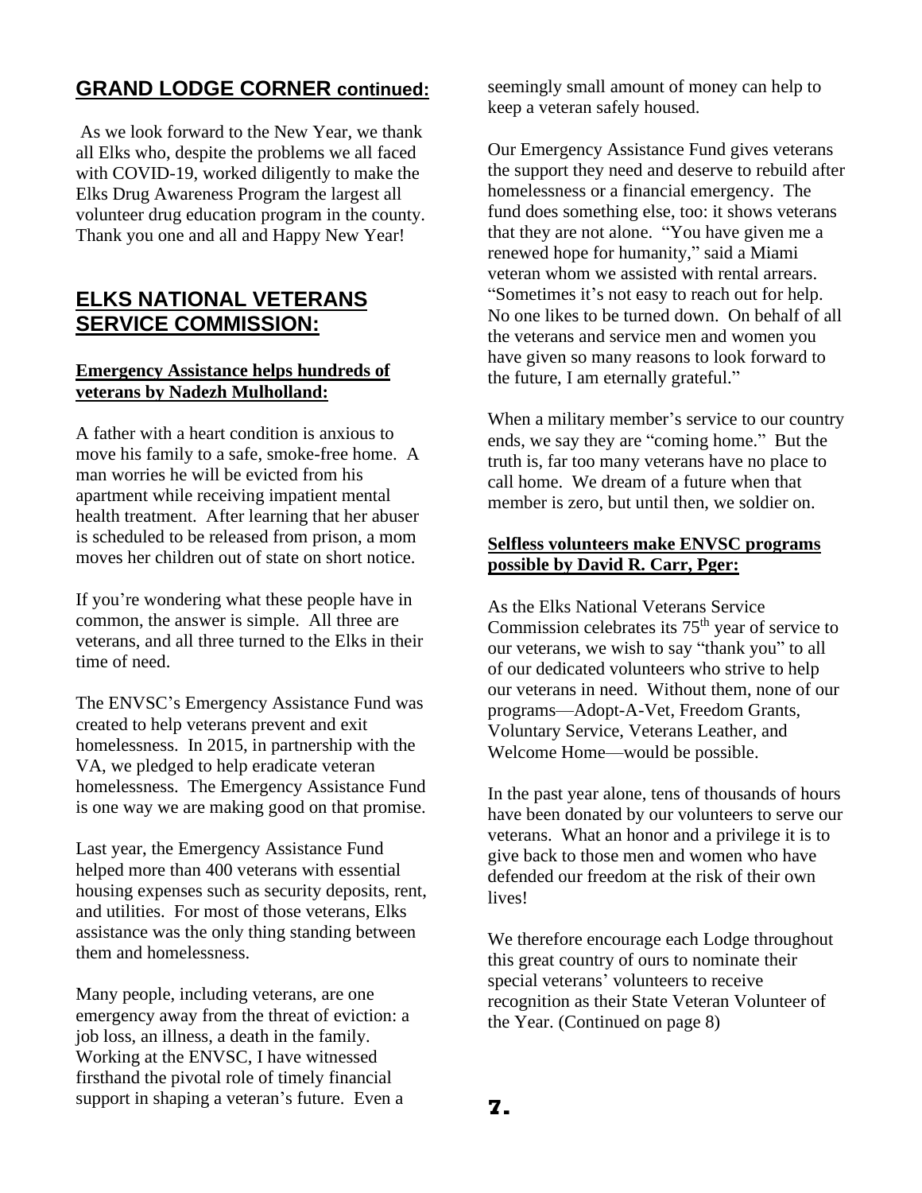## GRAND LODGE CORNER continued:

As we look forward to the New Year, we thank all Elks who, despite the problems we all faced with COVID-19, worked diligently to make the Elks Drug Awareness Program the largest all volunteer drug education program in the county. Thank you one and all and Happy New Year!

## ELKS NATIONAL VETERANS SERVICE COMMISSION:

### Emergency Assistance helps hundreds of veterans by Nadezh Mulholland:

A father with a heart condition is anxious to move his family to a safe, smoke-free home. A man worries he will be evicted from his apartment while receiving impatient mental health treatment. After learning that her abuser is scheduled to be released from prison, a mom moves her children out of state on short notice.

If you're wondering what these people have in common, the answer is simple. All three are veterans, and all three turned to the Elks in their time of need.

The ENVSC's Emergency Assistance Fund was created to help veterans prevent and exit homelessness. In 2015, in partnership with the VA, we pledged to help eradicate veteran homelessness. The Emergency Assistance Fund is one way we are making good on that promise.

Last year, the Emergency Assistance Fund helped more than 400 veterans with essential housing expenses such as security deposits, rent, and utilities. For most of those veterans, Elks assistance was the only thing standing between them and homelessness.

Many people, including veterans, are one emergency away from the threat of eviction: a job loss, an illness, a death in the family. Working at the ENVSC, I have witnessed firsthand the pivotal role of timely financial support in shaping a veteran's future. Even a seemingly small amount of money can help to keep a veteran safely housed.

Our Emergency Assistance Fund gives veterans the support they need and deserve to rebuild after homelessness or a financial emergency. The fund does something else, too: it shows veterans that they are not alone. "You have given me a renewed hope for humanity," said a Miami veteran whom we assisted with rental arrears. "Sometimes it's not easy to reach out for help. No one likes to be turned down. On behalf of all the veterans and service men and women you have given so many reasons to look forward to the future, I am eternally grateful."

When a military member's service to our country ends, we say they are "coming home." But the truth is, far too many veterans have no place to call home. We dream of a future when that member is zero, but until then, we soldier on.

### Selfless volunteers make ENVSC programs possible by David R. Carr, Pger:

As the Elks National Veterans Service Commission celebrates its 75th year of service to our veterans, we wish to say "thank you" to all of our dedicated volunteers who strive to help our veterans in need. Without them, none of our programs—Adopt-A-Vet, Freedom Grants, Voluntary Service, Veterans Leather, and Welcome Home—would be possible.

In the past year alone, tens of thousands of hours have been donated by our volunteers to serve our veterans. What an honor and a privilege it is to give back to those men and women who have defended our freedom at the risk of their own lives!

We therefore encourage each Lodge throughout this great country of ours to nominate their special veterans' volunteers to receive recognition as their State Veteran Volunteer of the Year. (Continued on page 8)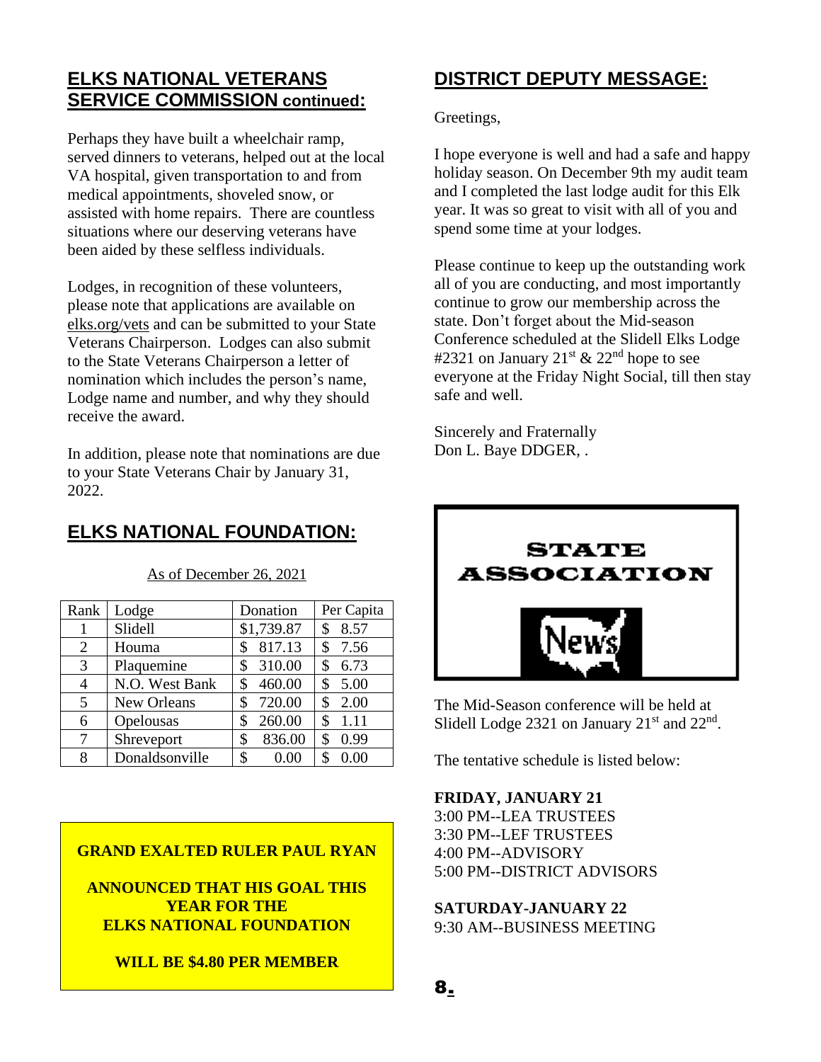## ELKS NATIONAL VETERANS SERVICE COMMISSION continued:

Perhaps they have built a wheelchair ramp, served dinners to veterans, helped out at the local VA hospital, given transportation to and from medical appointments, shoveled snow, or assisted with home repairs. There are countless situations where our deserving veterans have been aided by these selfless individuals.

Lodges, in recognition of these volunteers, please note that applications are available on elks.org/vets and can be submitted to your State Veterans Chairperson. Lodges can also submit to the State Veterans Chairperson a letter of nomination which includes the person's name, Lodge name and number, and why they should receive the award.

In addition, please note that nominations are due to your State Veterans Chair by January 31, 2022.

## ELKS NATIONAL FOUNDATION:

As of December 26, 2021

| Rank | Lodge | Donation | Per Capita |
|---|---|---|---|
| 1 | Slidell | $1,739.87 | $ 8.57 |
| 2 | Houma | $ 817.13 | $ 7.56 |
| 3 | Plaquemine | $ 310.00 | $ 6.73 |
| 4 | N.O. West Bank | $ 460.00 | $ 5.00 |
| 5 | New Orleans | $ 720.00 | $ 2.00 |
| 6 | Opelousas | $ 260.00 | $ 1.11 |
| 7 | Shreveport | $ 836.00 | $ 0.99 |
| 8 | Donaldsonville | $ 0.00 | $ 0.00 |

**GRAND EXALTED RULER PAUL RYAN**

**ANNOUNCED THAT HIS GOAL THIS YEAR FOR THE ELKS NATIONAL FOUNDATION**

**WILL BE $4.80 PER MEMBER**

## DISTRICT DEPUTY MESSAGE:

Greetings,

I hope everyone is well and had a safe and happy holiday season. On December 9th my audit team and I completed the last lodge audit for this Elk year. It was so great to visit with all of you and spend some time at your lodges.

Please continue to keep up the outstanding work all of you are conducting, and most importantly continue to grow our membership across the state. Don't forget about the Mid-season Conference scheduled at the Slidell Elks Lodge #2321 on January 21st & 22nd hope to see everyone at the Friday Night Social, till then stay safe and well.

Sincerely and Fraternally
Don L. Baye DDGER, .

## STATE ASSOCIATION News

The Mid-Season conference will be held at Slidell Lodge 2321 on January 21st and 22nd.

The tentative schedule is listed below:

**FRIDAY, JANUARY 21**
3:00 PM--LEA TRUSTEES
3:30 PM--LEF TRUSTEES
4:00 PM--ADVISORY
5:00 PM--DISTRICT ADVISORS

**SATURDAY-JANUARY 22**
9:30 AM--BUSINESS MEETING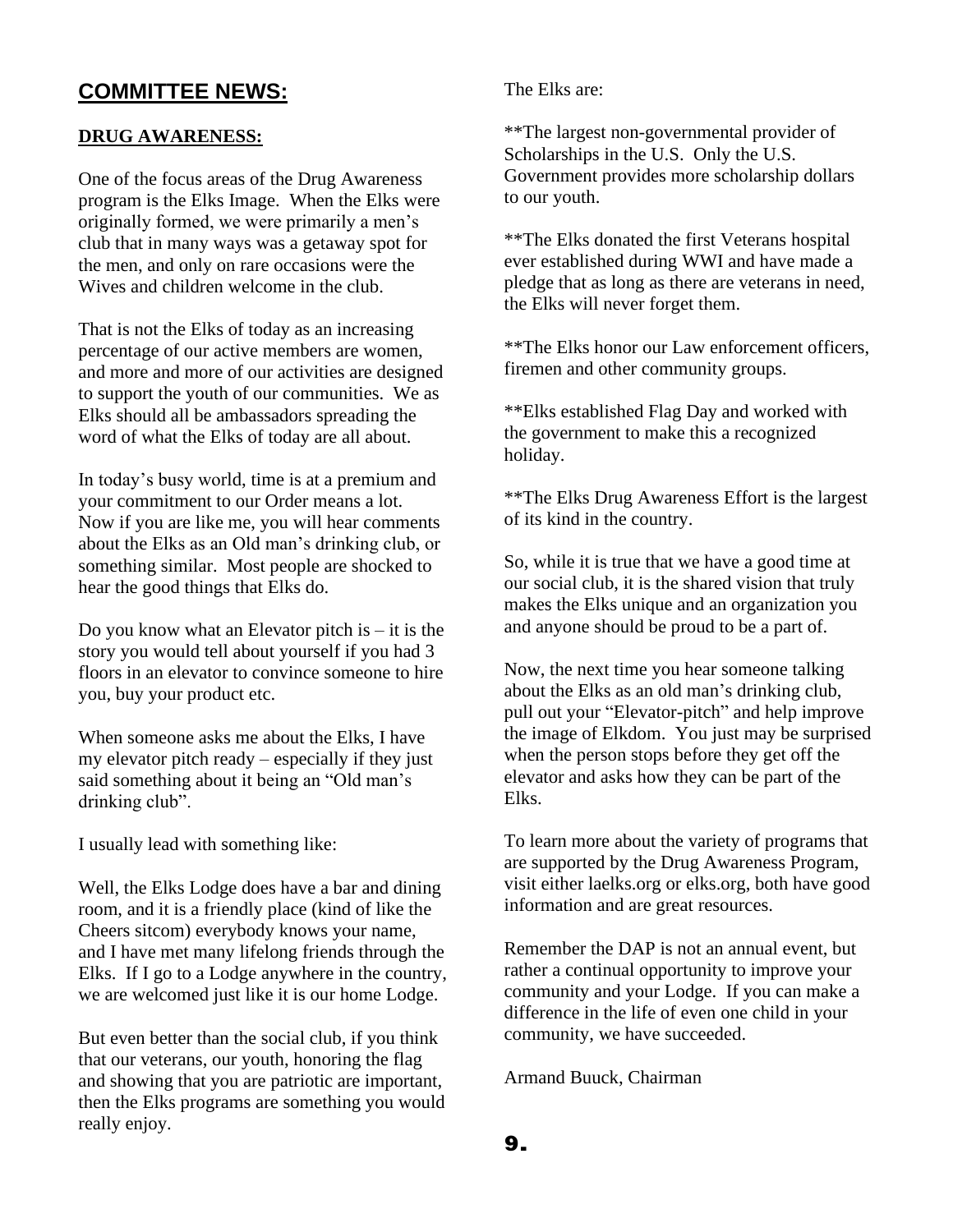## COMMITTEE NEWS:

### DRUG AWARENESS:

One of the focus areas of the Drug Awareness program is the Elks Image. When the Elks were originally formed, we were primarily a men's club that in many ways was a getaway spot for the men, and only on rare occasions were the Wives and children welcome in the club.

That is not the Elks of today as an increasing percentage of our active members are women, and more and more of our activities are designed to support the youth of our communities. We as Elks should all be ambassadors spreading the word of what the Elks of today are all about.

In today's busy world, time is at a premium and your commitment to our Order means a lot. Now if you are like me, you will hear comments about the Elks as an Old man's drinking club, or something similar. Most people are shocked to hear the good things that Elks do.

Do you know what an Elevator pitch is – it is the story you would tell about yourself if you had 3 floors in an elevator to convince someone to hire you, buy your product etc.

When someone asks me about the Elks, I have my elevator pitch ready – especially if they just said something about it being an "Old man's drinking club".

I usually lead with something like:

Well, the Elks Lodge does have a bar and dining room, and it is a friendly place (kind of like the Cheers sitcom) everybody knows your name, and I have met many lifelong friends through the Elks. If I go to a Lodge anywhere in the country, we are welcomed just like it is our home Lodge.

But even better than the social club, if you think that our veterans, our youth, honoring the flag and showing that you are patriotic are important, then the Elks programs are something you would really enjoy.

The Elks are:

**The largest non-governmental provider of Scholarships in the U.S. Only the U.S. Government provides more scholarship dollars to our youth.

**The Elks donated the first Veterans hospital ever established during WWI and have made a pledge that as long as there are veterans in need, the Elks will never forget them.

**The Elks honor our Law enforcement officers, firemen and other community groups.

**Elks established Flag Day and worked with the government to make this a recognized holiday.

**The Elks Drug Awareness Effort is the largest of its kind in the country.

So, while it is true that we have a good time at our social club, it is the shared vision that truly makes the Elks unique and an organization you and anyone should be proud to be a part of.

Now, the next time you hear someone talking about the Elks as an old man's drinking club, pull out your "Elevator-pitch" and help improve the image of Elkdom. You just may be surprised when the person stops before they get off the elevator and asks how they can be part of the Elks.

To learn more about the variety of programs that are supported by the Drug Awareness Program, visit either laelks.org or elks.org, both have good information and are great resources.

Remember the DAP is not an annual event, but rather a continual opportunity to improve your community and your Lodge. If you can make a difference in the life of even one child in your community, we have succeeded.

Armand Buuck, Chairman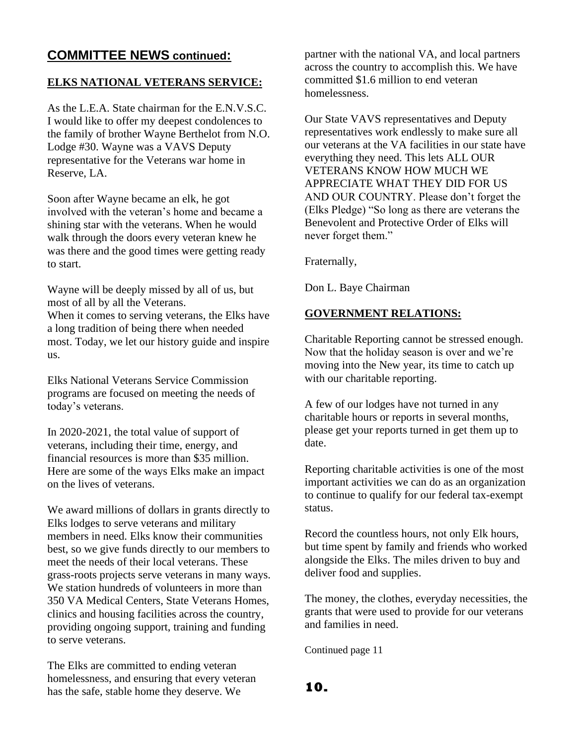## COMMITTEE NEWS continued:

### ELKS NATIONAL VETERANS SERVICE:

As the L.E.A. State chairman for the E.N.V.S.C. I would like to offer my deepest condolences to the family of brother Wayne Berthelot from N.O. Lodge #30. Wayne was a VAVS Deputy representative for the Veterans war home in Reserve, LA.

Soon after Wayne became an elk, he got involved with the veteran's home and became a shining star with the veterans. When he would walk through the doors every veteran knew he was there and the good times were getting ready to start.

Wayne will be deeply missed by all of us, but most of all by all the Veterans.
When it comes to serving veterans, the Elks have a long tradition of being there when needed most. Today, we let our history guide and inspire us.

Elks National Veterans Service Commission programs are focused on meeting the needs of today's veterans.

In 2020-2021, the total value of support of veterans, including their time, energy, and financial resources is more than $35 million. Here are some of the ways Elks make an impact on the lives of veterans.

We award millions of dollars in grants directly to Elks lodges to serve veterans and military members in need. Elks know their communities best, so we give funds directly to our members to meet the needs of their local veterans. These grass-roots projects serve veterans in many ways. We station hundreds of volunteers in more than 350 VA Medical Centers, State Veterans Homes, clinics and housing facilities across the country, providing ongoing support, training and funding to serve veterans.

The Elks are committed to ending veteran homelessness, and ensuring that every veteran has the safe, stable home they deserve. We partner with the national VA, and local partners across the country to accomplish this. We have committed $1.6 million to end veteran homelessness.

Our State VAVS representatives and Deputy representatives work endlessly to make sure all our veterans at the VA facilities in our state have everything they need. This lets ALL OUR VETERANS KNOW HOW MUCH WE APPRECIATE WHAT THEY DID FOR US AND OUR COUNTRY. Please don't forget the (Elks Pledge) "So long as there are veterans the Benevolent and Protective Order of Elks will never forget them."

Fraternally,

Don L. Baye Chairman

### GOVERNMENT RELATIONS:

Charitable Reporting cannot be stressed enough. Now that the holiday season is over and we're moving into the New year, its time to catch up with our charitable reporting.

A few of our lodges have not turned in any charitable hours or reports in several months, please get your reports turned in get them up to date.

Reporting charitable activities is one of the most important activities we can do as an organization to continue to qualify for our federal tax-exempt status.

Record the countless hours, not only Elk hours, but time spent by family and friends who worked alongside the Elks. The miles driven to buy and deliver food and supplies.

The money, the clothes, everyday necessities, the grants that were used to provide for our veterans and families in need.

Continued page 11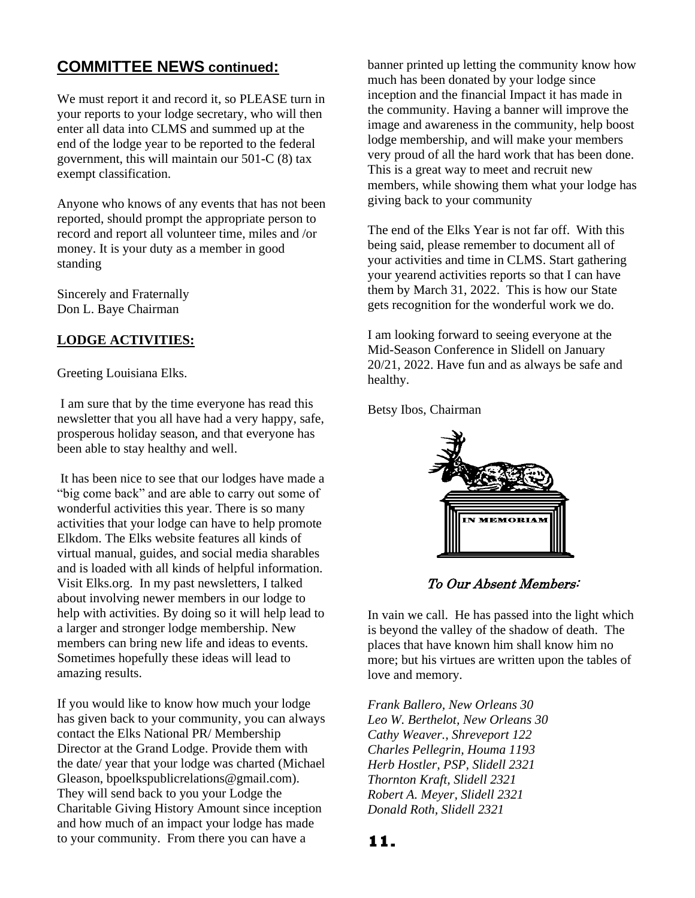## COMMITTEE NEWS continued:

We must report it and record it, so PLEASE turn in your reports to your lodge secretary, who will then enter all data into CLMS and summed up at the end of the lodge year to be reported to the federal government, this will maintain our 501-C (8) tax exempt classification.

Anyone who knows of any events that has not been reported, should prompt the appropriate person to record and report all volunteer time, miles and /or money. It is your duty as a member in good standing

Sincerely and Fraternally
Don L. Baye Chairman

**LODGE ACTIVITIES:**

Greeting Louisiana Elks.

I am sure that by the time everyone has read this newsletter that you all have had a very happy, safe, prosperous holiday season, and that everyone has been able to stay healthy and well.

It has been nice to see that our lodges have made a "big come back" and are able to carry out some of wonderful activities this year. There is so many activities that your lodge can have to help promote Elkdom. The Elks website features all kinds of virtual manual, guides, and social media sharables and is loaded with all kinds of helpful information. Visit Elks.org. In my past newsletters, I talked about involving newer members in our lodge to help with activities. By doing so it will help lead to a larger and stronger lodge membership. New members can bring new life and ideas to events. Sometimes hopefully these ideas will lead to amazing results.

If you would like to know how much your lodge has given back to your community, you can always contact the Elks National PR/ Membership Director at the Grand Lodge. Provide them with the date/ year that your lodge was charted (Michael Gleason, bpoelkspublicrelations@gmail.com). They will send back to you your Lodge the Charitable Giving History Amount since inception and how much of an impact your lodge has made to your community. From there you can have a banner printed up letting the community know how much has been donated by your lodge since inception and the financial Impact it has made in the community. Having a banner will improve the image and awareness in the community, help boost lodge membership, and will make your members very proud of all the hard work that has been done. This is a great way to meet and recruit new members, while showing them what your lodge has giving back to your community

The end of the Elks Year is not far off. With this being said, please remember to document all of your activities and time in CLMS. Start gathering your yearend activities reports so that I can have them by March 31, 2022. This is how our State gets recognition for the wonderful work we do.

I am looking forward to seeing everyone at the Mid-Season Conference in Slidell on January 20/21, 2022. Have fun and as always be safe and healthy.

Betsy Ibos, Chairman

IN MEMORIAM

*To Our Absent Members:*

In vain we call. He has passed into the light which is beyond the valley of the shadow of death. The places that have known him shall know him no more; but his virtues are written upon the tables of love and memory.

*Frank Ballero, New Orleans 30*
*Leo W. Berthelot, New Orleans 30*
*Cathy Weaver., Shreveport 122*
*Charles Pellegrin, Houma 1193*
*Herb Hostler, PSP, Slidell 2321*
*Thornton Kraft, Slidell 2321*
*Robert A. Meyer, Slidell 2321*
*Donald Roth, Slidell 2321*